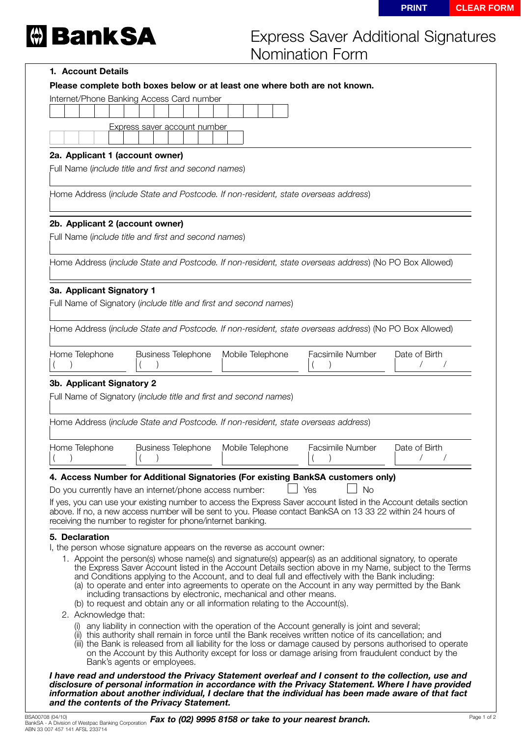PRINT CLEAR FORM

BankSA

# Express Saver Additional Signatures Nomination Form

## 1. Account Details

**Please complete both boxes below or at least one where both are not known.**

Internet/Phone Banking Access Card number

Express saver account number

## 2a. Applicant 1 (account owner)

Full Name (*include title and first and second names*)

Home Address (*include State and Postcode. If non-resident, state overseas address*)

## 2b. Applicant 2 (account owner)

Full Name (*include title and first and second names*)

Home Address (*include State and Postcode. If non-resident, state overseas address*) (No PO Box Allowed)

## 3a. Applicant Signatory 1

Full Name of Signatory (*include title and first and second names*)

Home Address (*include State and Postcode. If non-resident, state overseas address*) (No PO Box Allowed)

| Home Telephone | Business Telephone | Mobile Telephone | Facsimile Number | Date of Birth |
|---|---|---|---|---|
| ( ) | ( ) | | ( ) | / / |

## 3b. Applicant Signatory 2

Full Name of Signatory (*include title and first and second names*)

Home Address (*include State and Postcode. If non-resident, state overseas address*)

| Home Telephone | Business Telephone | Mobile Telephone | Facsimile Number | Date of Birth |
|---|---|---|---|---|
| ( ) | ( ) | | ( ) | / / |

## 4. Access Number for Additional Signatories (For existing BankSA customers only)

Do you currently have an internet/phone access number: ☐ Yes ☐ No

If yes, you can use your existing number to access the Express Saver account listed in the Account details section above. If no, a new access number will be sent to you. Please contact BankSA on 13 33 22 within 24 hours of receiving the number to register for phone/internet banking.

## 5. Declaration

I, the person whose signature appears on the reverse as account owner:

1. Appoint the person(s) whose name(s) and signature(s) appear(s) as an additional signatory, to operate the Express Saver Account listed in the Account Details section above in my Name, subject to the Terms and Conditions applying to the Account, and to deal full and effectively with the Bank including:
   (a) to operate and enter into agreements to operate on the Account in any way permitted by the Bank including transactions by electronic, mechanical and other means.
   (b) to request and obtain any or all information relating to the Account(s).
2. Acknowledge that:
   (i) any liability in connection with the operation of the Account generally is joint and several;
   (ii) this authority shall remain in force until the Bank receives written notice of its cancellation; and
   (iii) the Bank is released from all liability for the loss or damage caused by persons authorised to operate on the Account by this Authority except for loss or damage arising from fraudulent conduct by the Bank's agents or employees.

***I have read and understood the Privacy Statement overleaf and I consent to the collection, use and disclosure of personal information in accordance with the Privacy Statement. Where I have provided information about another individual, I declare that the individual has been made aware of that fact and the contents of the Privacy Statement.***

BSA00708 (04/10)
BankSA - A Division of Westpac Banking Corporation
ABN 33 007 457 141 AFSL 233714

***Fax to (02) 9995 8158 or take to your nearest branch.***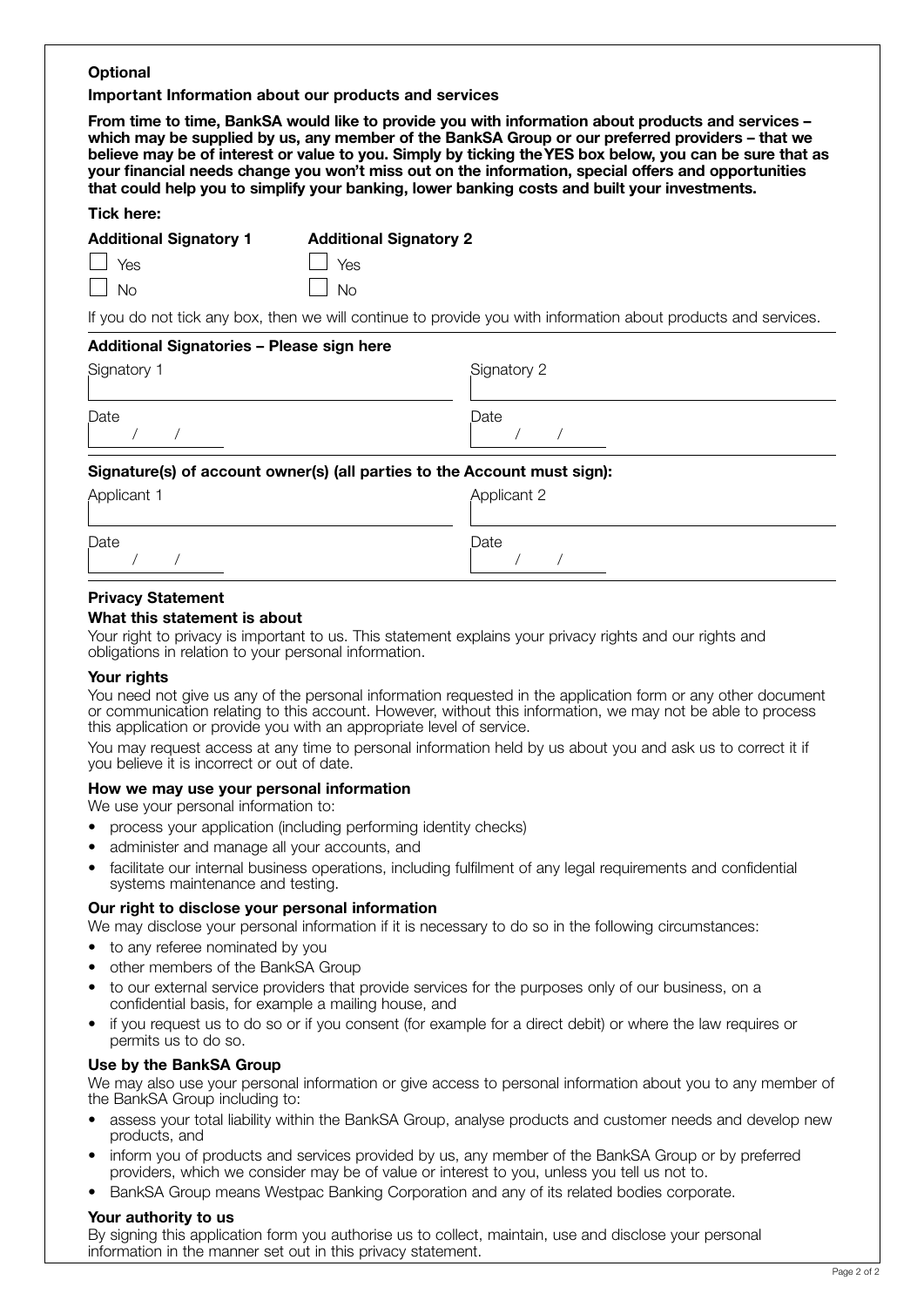**Optional**

**Important Information about our products and services**

**From time to time, BankSA would like to provide you with information about products and services – which may be supplied by us, any member of the BankSA Group or our preferred providers – that we believe may be of interest or value to you. Simply by ticking the YES box below, you can be sure that as your financial needs change you won't miss out on the information, special offers and opportunities that could help you to simplify your banking, lower banking costs and built your investments.**

**Tick here:**

| **Additional Signatory 1** | **Additional Signatory 2** |
|---|---|
| ☐ Yes | ☐ Yes |
| ☐ No | ☐ No |

If you do not tick any box, then we will continue to provide you with information about products and services.

**Additional Signatories – Please sign here**

| | |
|---|---|
| Signatory 1 | Signatory 2 |
| Date / / | Date / / |

**Signature(s) of account owner(s) (all parties to the Account must sign):**

| | |
|---|---|
| Applicant 1 | Applicant 2 |
| Date / / | Date / / |

## Privacy Statement

### What this statement is about

Your right to privacy is important to us. This statement explains your privacy rights and our rights and obligations in relation to your personal information.

### Your rights

You need not give us any of the personal information requested in the application form or any other document or communication relating to this account. However, without this information, we may not be able to process this application or provide you with an appropriate level of service.

You may request access at any time to personal information held by us about you and ask us to correct it if you believe it is incorrect or out of date.

### How we may use your personal information

We use your personal information to:

- process your application (including performing identity checks)
- administer and manage all your accounts, and
- facilitate our internal business operations, including fulfilment of any legal requirements and confidential systems maintenance and testing.

### Our right to disclose your personal information

We may disclose your personal information if it is necessary to do so in the following circumstances:

- to any referee nominated by you
- other members of the BankSA Group
- to our external service providers that provide services for the purposes only of our business, on a confidential basis, for example a mailing house, and
- if you request us to do so or if you consent (for example for a direct debit) or where the law requires or permits us to do so.

### Use by the BankSA Group

We may also use your personal information or give access to personal information about you to any member of the BankSA Group including to:

- assess your total liability within the BankSA Group, analyse products and customer needs and develop new products, and
- inform you of products and services provided by us, any member of the BankSA Group or by preferred providers, which we consider may be of value or interest to you, unless you tell us not to.
- BankSA Group means Westpac Banking Corporation and any of its related bodies corporate.

### Your authority to us

By signing this application form you authorise us to collect, maintain, use and disclose your personal information in the manner set out in this privacy statement.